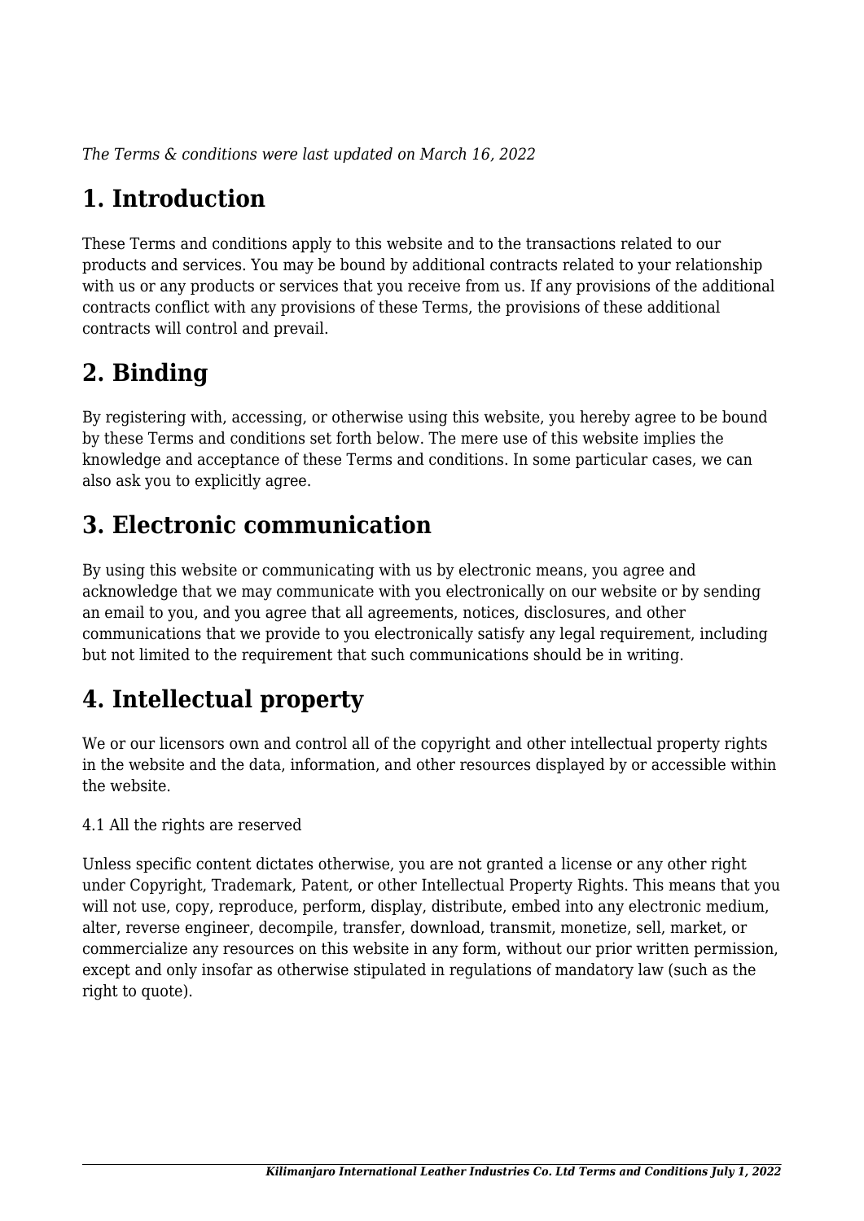*The Terms & conditions were last updated on March 16, 2022*

# 1. Introduction

These Terms and conditions apply to this website and to the transactions related to our products and services. You may be bound by additional contracts related to your relationship with us or any products or services that you receive from us. If any provisions of the additional contracts conflict with any provisions of these Terms, the provisions of these additional contracts will control and prevail.

# 2. Binding

By registering with, accessing, or otherwise using this website, you hereby agree to be bound by these Terms and conditions set forth below. The mere use of this website implies the knowledge and acceptance of these Terms and conditions. In some particular cases, we can also ask you to explicitly agree.

# 3. Electronic communication

By using this website or communicating with us by electronic means, you agree and acknowledge that we may communicate with you electronically on our website or by sending an email to you, and you agree that all agreements, notices, disclosures, and other communications that we provide to you electronically satisfy any legal requirement, including but not limited to the requirement that such communications should be in writing.

# 4. Intellectual property

We or our licensors own and control all of the copyright and other intellectual property rights in the website and the data, information, and other resources displayed by or accessible within the website.

4.1 All the rights are reserved

Unless specific content dictates otherwise, you are not granted a license or any other right under Copyright, Trademark, Patent, or other Intellectual Property Rights. This means that you will not use, copy, reproduce, perform, display, distribute, embed into any electronic medium, alter, reverse engineer, decompile, transfer, download, transmit, monetize, sell, market, or commercialize any resources on this website in any form, without our prior written permission, except and only insofar as otherwise stipulated in regulations of mandatory law (such as the right to quote).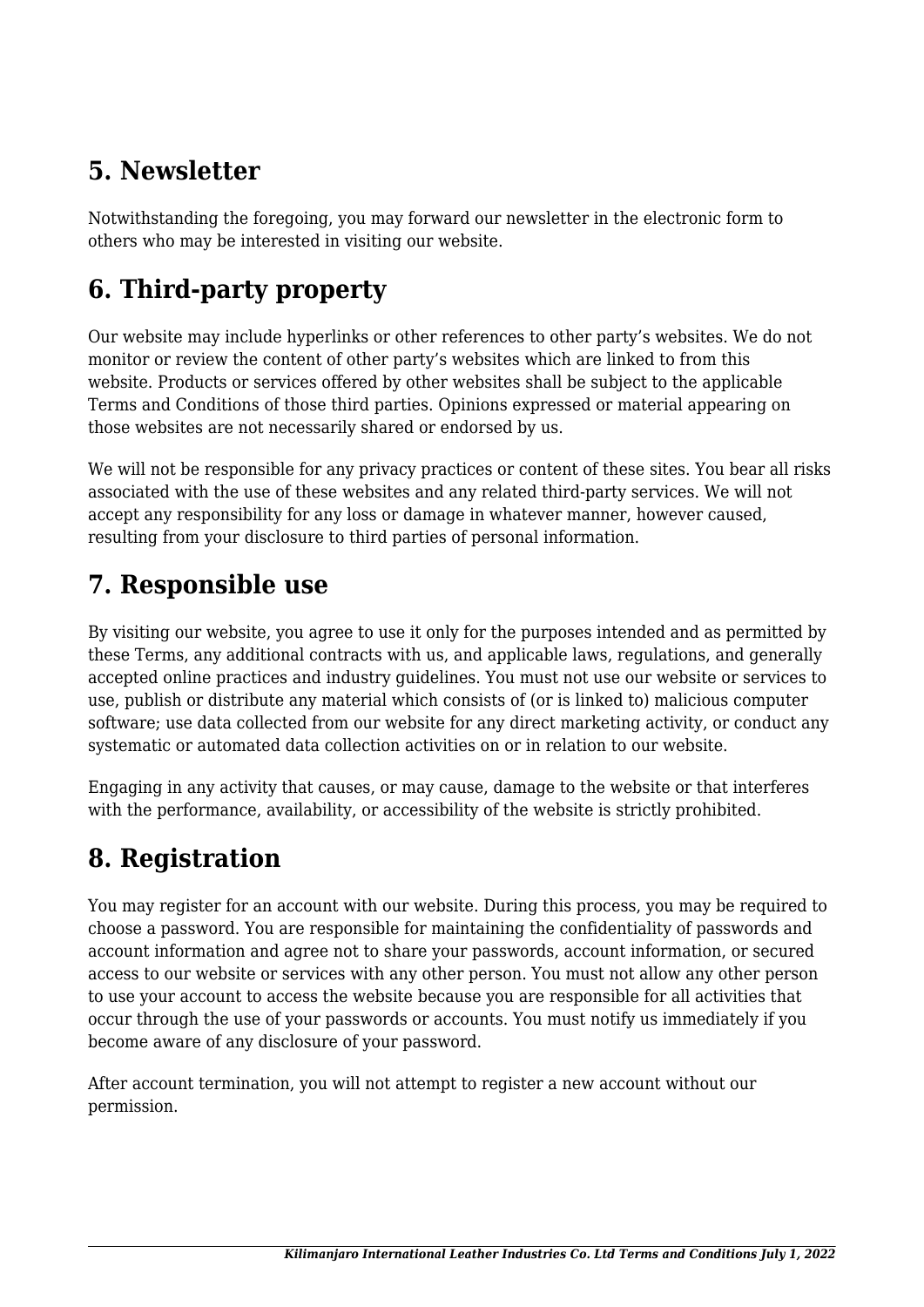## 5. Newsletter

Notwithstanding the foregoing, you may forward our newsletter in the electronic form to others who may be interested in visiting our website.

## 6. Third-party property

Our website may include hyperlinks or other references to other party's websites. We do not monitor or review the content of other party's websites which are linked to from this website. Products or services offered by other websites shall be subject to the applicable Terms and Conditions of those third parties. Opinions expressed or material appearing on those websites are not necessarily shared or endorsed by us.

We will not be responsible for any privacy practices or content of these sites. You bear all risks associated with the use of these websites and any related third-party services. We will not accept any responsibility for any loss or damage in whatever manner, however caused, resulting from your disclosure to third parties of personal information.

## 7. Responsible use

By visiting our website, you agree to use it only for the purposes intended and as permitted by these Terms, any additional contracts with us, and applicable laws, regulations, and generally accepted online practices and industry guidelines. You must not use our website or services to use, publish or distribute any material which consists of (or is linked to) malicious computer software; use data collected from our website for any direct marketing activity, or conduct any systematic or automated data collection activities on or in relation to our website.

Engaging in any activity that causes, or may cause, damage to the website or that interferes with the performance, availability, or accessibility of the website is strictly prohibited.

## 8. Registration

You may register for an account with our website. During this process, you may be required to choose a password. You are responsible for maintaining the confidentiality of passwords and account information and agree not to share your passwords, account information, or secured access to our website or services with any other person. You must not allow any other person to use your account to access the website because you are responsible for all activities that occur through the use of your passwords or accounts. You must notify us immediately if you become aware of any disclosure of your password.

After account termination, you will not attempt to register a new account without our permission.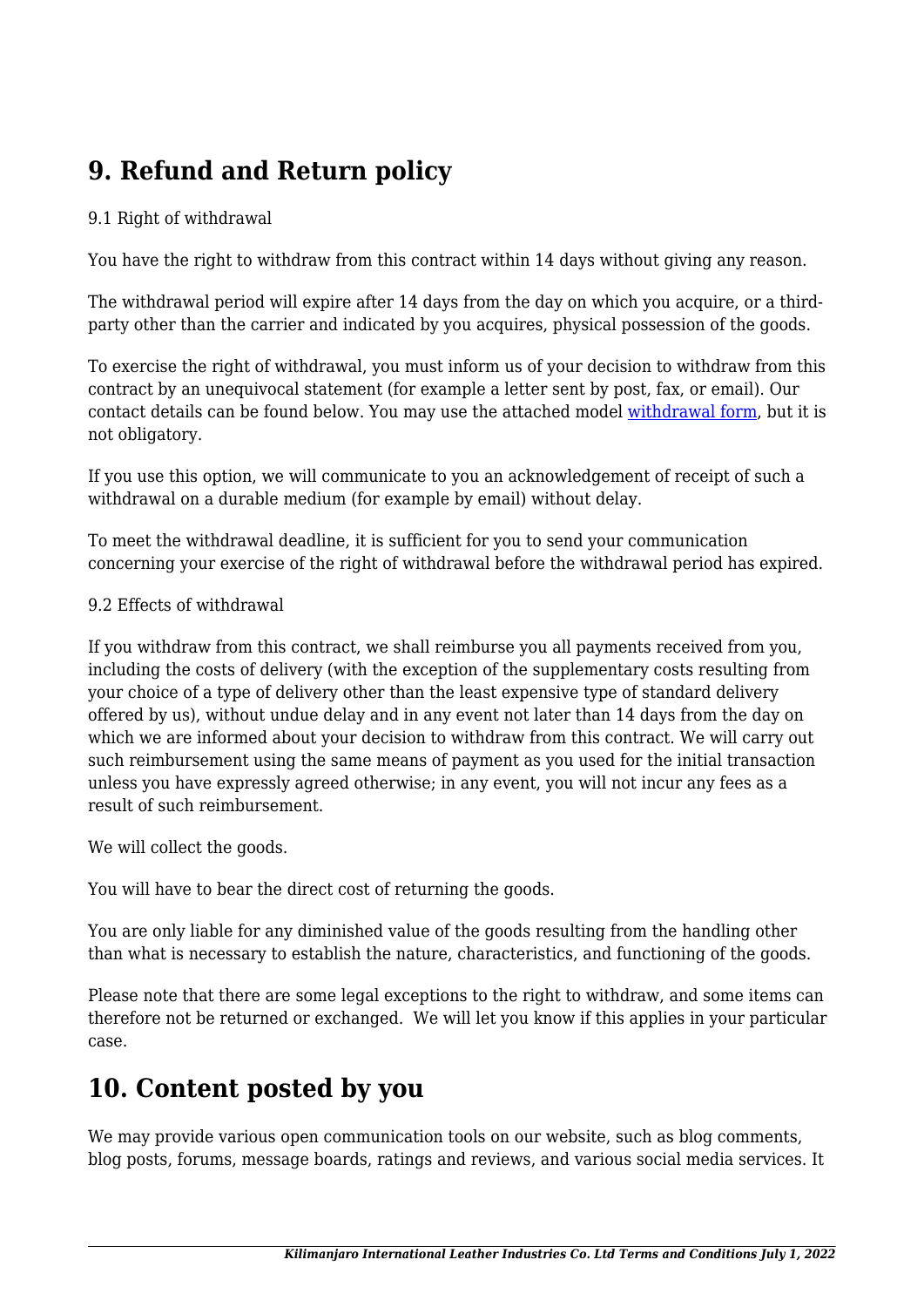## 9. Refund and Return policy

9.1 Right of withdrawal

You have the right to withdraw from this contract within 14 days without giving any reason.

The withdrawal period will expire after 14 days from the day on which you acquire, or a third-party other than the carrier and indicated by you acquires, physical possession of the goods.

To exercise the right of withdrawal, you must inform us of your decision to withdraw from this contract by an unequivocal statement (for example a letter sent by post, fax, or email). Our contact details can be found below. You may use the attached model withdrawal form, but it is not obligatory.

If you use this option, we will communicate to you an acknowledgement of receipt of such a withdrawal on a durable medium (for example by email) without delay.

To meet the withdrawal deadline, it is sufficient for you to send your communication concerning your exercise of the right of withdrawal before the withdrawal period has expired.

9.2 Effects of withdrawal

If you withdraw from this contract, we shall reimburse you all payments received from you, including the costs of delivery (with the exception of the supplementary costs resulting from your choice of a type of delivery other than the least expensive type of standard delivery offered by us), without undue delay and in any event not later than 14 days from the day on which we are informed about your decision to withdraw from this contract. We will carry out such reimbursement using the same means of payment as you used for the initial transaction unless you have expressly agreed otherwise; in any event, you will not incur any fees as a result of such reimbursement.

We will collect the goods.

You will have to bear the direct cost of returning the goods.

You are only liable for any diminished value of the goods resulting from the handling other than what is necessary to establish the nature, characteristics, and functioning of the goods.

Please note that there are some legal exceptions to the right to withdraw, and some items can therefore not be returned or exchanged. We will let you know if this applies in your particular case.

## 10. Content posted by you

We may provide various open communication tools on our website, such as blog comments, blog posts, forums, message boards, ratings and reviews, and various social media services. It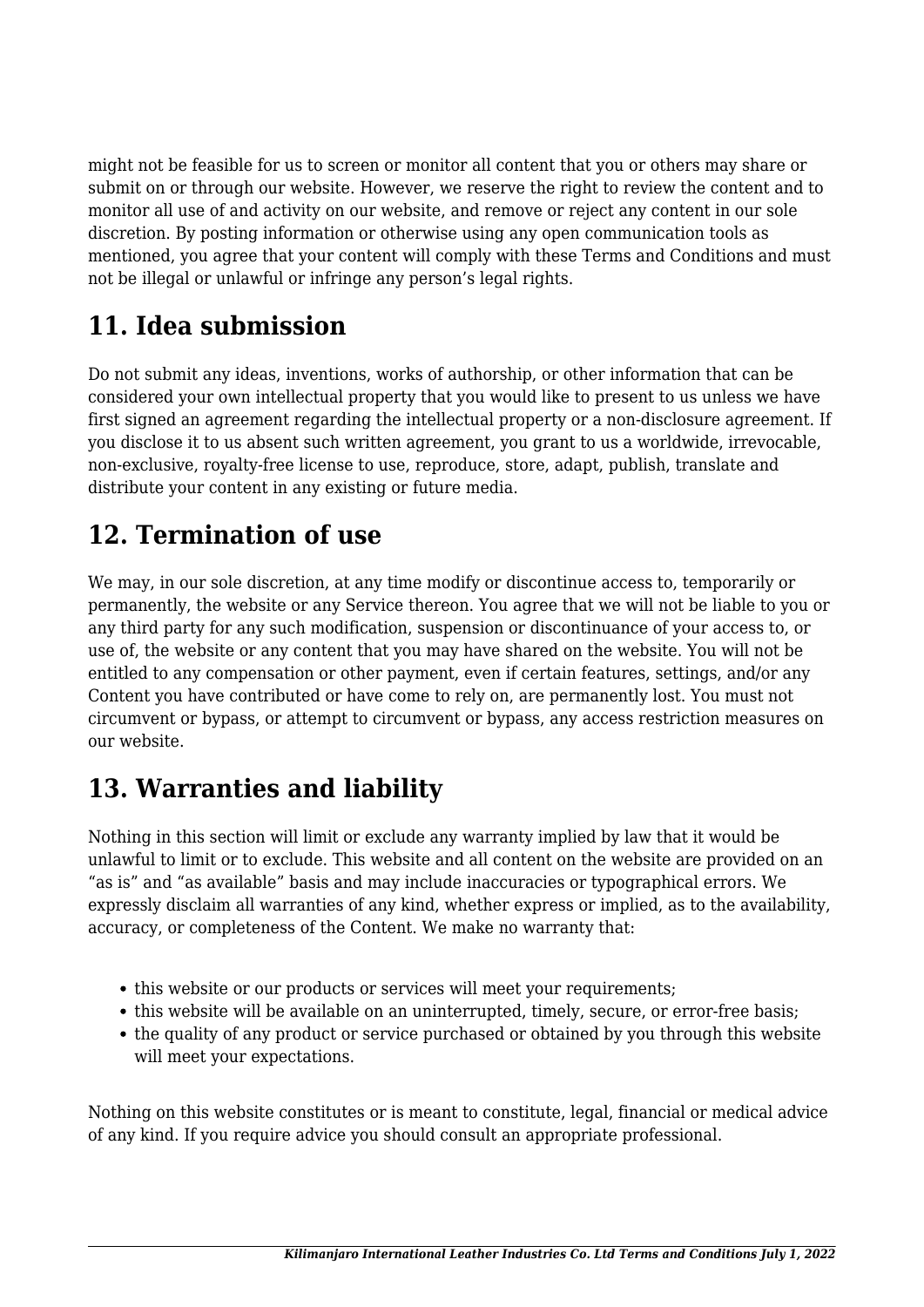might not be feasible for us to screen or monitor all content that you or others may share or submit on or through our website. However, we reserve the right to review the content and to monitor all use of and activity on our website, and remove or reject any content in our sole discretion. By posting information or otherwise using any open communication tools as mentioned, you agree that your content will comply with these Terms and Conditions and must not be illegal or unlawful or infringe any person's legal rights.

## 11. Idea submission

Do not submit any ideas, inventions, works of authorship, or other information that can be considered your own intellectual property that you would like to present to us unless we have first signed an agreement regarding the intellectual property or a non-disclosure agreement. If you disclose it to us absent such written agreement, you grant to us a worldwide, irrevocable, non-exclusive, royalty-free license to use, reproduce, store, adapt, publish, translate and distribute your content in any existing or future media.

## 12. Termination of use

We may, in our sole discretion, at any time modify or discontinue access to, temporarily or permanently, the website or any Service thereon. You agree that we will not be liable to you or any third party for any such modification, suspension or discontinuance of your access to, or use of, the website or any content that you may have shared on the website. You will not be entitled to any compensation or other payment, even if certain features, settings, and/or any Content you have contributed or have come to rely on, are permanently lost. You must not circumvent or bypass, or attempt to circumvent or bypass, any access restriction measures on our website.

## 13. Warranties and liability

Nothing in this section will limit or exclude any warranty implied by law that it would be unlawful to limit or to exclude. This website and all content on the website are provided on an "as is" and "as available" basis and may include inaccuracies or typographical errors. We expressly disclaim all warranties of any kind, whether express or implied, as to the availability, accuracy, or completeness of the Content. We make no warranty that:

- this website or our products or services will meet your requirements;
- this website will be available on an uninterrupted, timely, secure, or error-free basis;
- the quality of any product or service purchased or obtained by you through this website will meet your expectations.

Nothing on this website constitutes or is meant to constitute, legal, financial or medical advice of any kind. If you require advice you should consult an appropriate professional.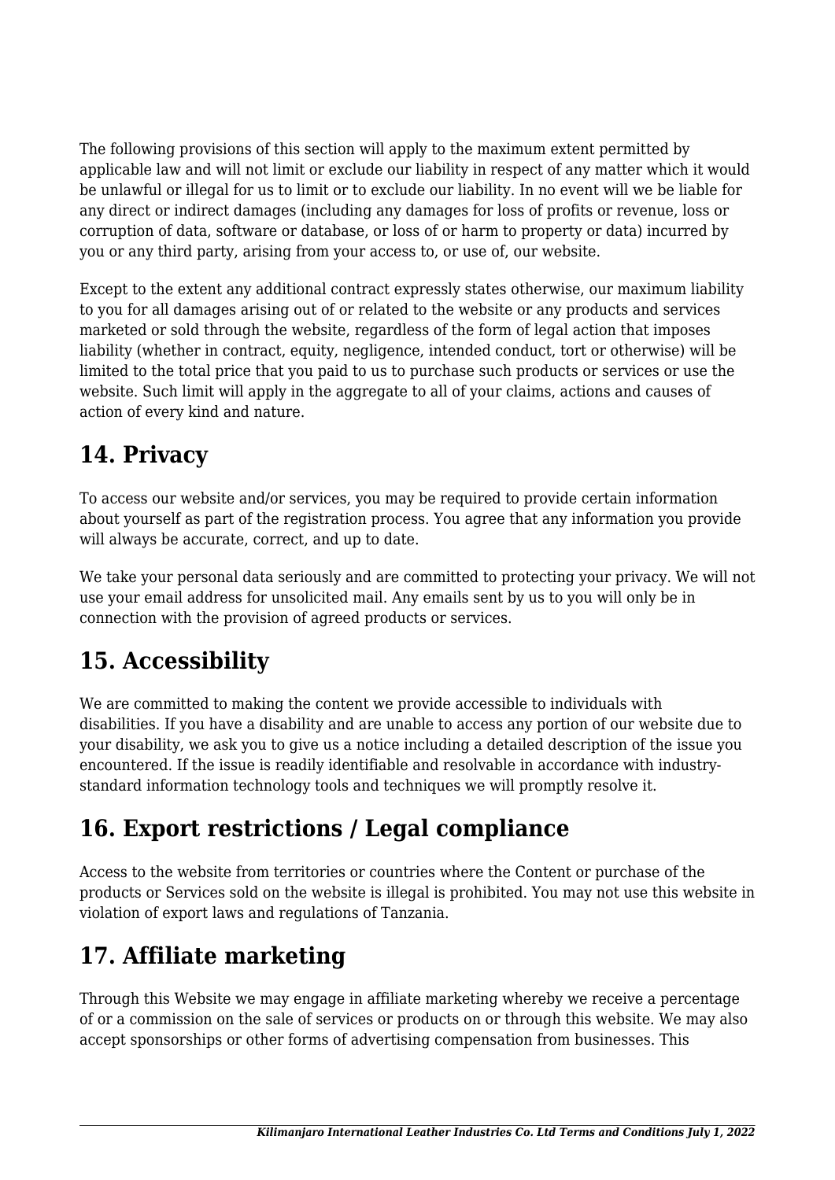The following provisions of this section will apply to the maximum extent permitted by applicable law and will not limit or exclude our liability in respect of any matter which it would be unlawful or illegal for us to limit or to exclude our liability. In no event will we be liable for any direct or indirect damages (including any damages for loss of profits or revenue, loss or corruption of data, software or database, or loss of or harm to property or data) incurred by you or any third party, arising from your access to, or use of, our website.

Except to the extent any additional contract expressly states otherwise, our maximum liability to you for all damages arising out of or related to the website or any products and services marketed or sold through the website, regardless of the form of legal action that imposes liability (whether in contract, equity, negligence, intended conduct, tort or otherwise) will be limited to the total price that you paid to us to purchase such products or services or use the website. Such limit will apply in the aggregate to all of your claims, actions and causes of action of every kind and nature.

## 14. Privacy

To access our website and/or services, you may be required to provide certain information about yourself as part of the registration process. You agree that any information you provide will always be accurate, correct, and up to date.

We take your personal data seriously and are committed to protecting your privacy. We will not use your email address for unsolicited mail. Any emails sent by us to you will only be in connection with the provision of agreed products or services.

## 15. Accessibility

We are committed to making the content we provide accessible to individuals with disabilities. If you have a disability and are unable to access any portion of our website due to your disability, we ask you to give us a notice including a detailed description of the issue you encountered. If the issue is readily identifiable and resolvable in accordance with industry-standard information technology tools and techniques we will promptly resolve it.

## 16. Export restrictions / Legal compliance

Access to the website from territories or countries where the Content or purchase of the products or Services sold on the website is illegal is prohibited. You may not use this website in violation of export laws and regulations of Tanzania.

## 17. Affiliate marketing

Through this Website we may engage in affiliate marketing whereby we receive a percentage of or a commission on the sale of services or products on or through this website. We may also accept sponsorships or other forms of advertising compensation from businesses. This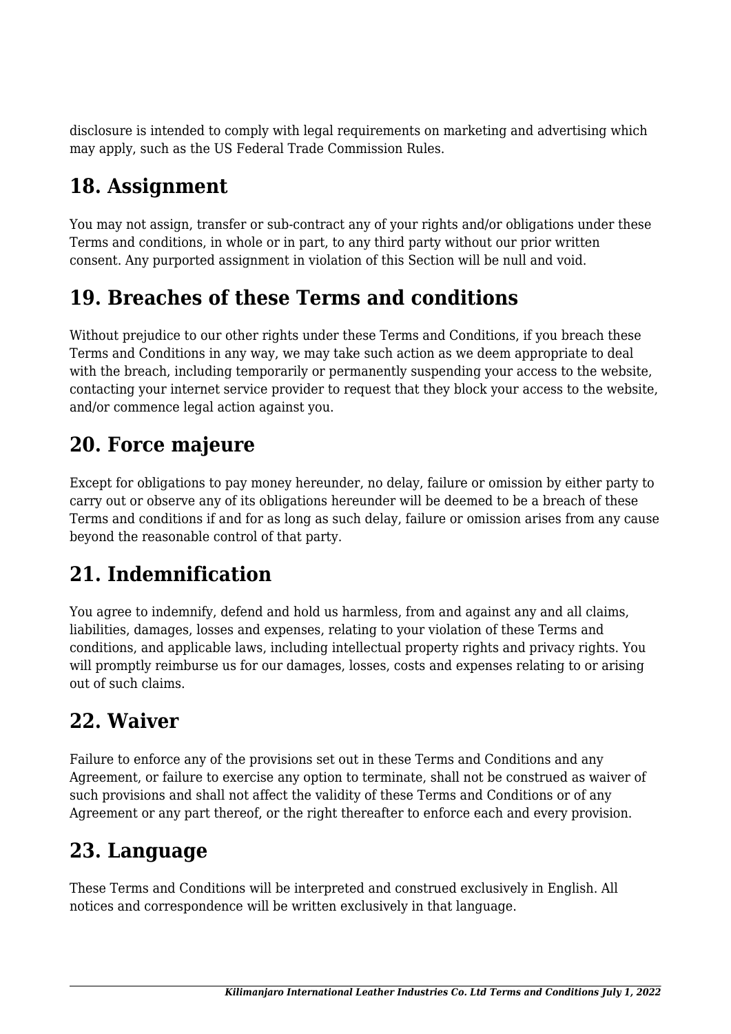disclosure is intended to comply with legal requirements on marketing and advertising which may apply, such as the US Federal Trade Commission Rules.

## 18. Assignment

You may not assign, transfer or sub-contract any of your rights and/or obligations under these Terms and conditions, in whole or in part, to any third party without our prior written consent. Any purported assignment in violation of this Section will be null and void.

## 19. Breaches of these Terms and conditions

Without prejudice to our other rights under these Terms and Conditions, if you breach these Terms and Conditions in any way, we may take such action as we deem appropriate to deal with the breach, including temporarily or permanently suspending your access to the website, contacting your internet service provider to request that they block your access to the website, and/or commence legal action against you.

## 20. Force majeure

Except for obligations to pay money hereunder, no delay, failure or omission by either party to carry out or observe any of its obligations hereunder will be deemed to be a breach of these Terms and conditions if and for as long as such delay, failure or omission arises from any cause beyond the reasonable control of that party.

## 21. Indemnification

You agree to indemnify, defend and hold us harmless, from and against any and all claims, liabilities, damages, losses and expenses, relating to your violation of these Terms and conditions, and applicable laws, including intellectual property rights and privacy rights. You will promptly reimburse us for our damages, losses, costs and expenses relating to or arising out of such claims.

## 22. Waiver

Failure to enforce any of the provisions set out in these Terms and Conditions and any Agreement, or failure to exercise any option to terminate, shall not be construed as waiver of such provisions and shall not affect the validity of these Terms and Conditions or of any Agreement or any part thereof, or the right thereafter to enforce each and every provision.

## 23. Language

These Terms and Conditions will be interpreted and construed exclusively in English. All notices and correspondence will be written exclusively in that language.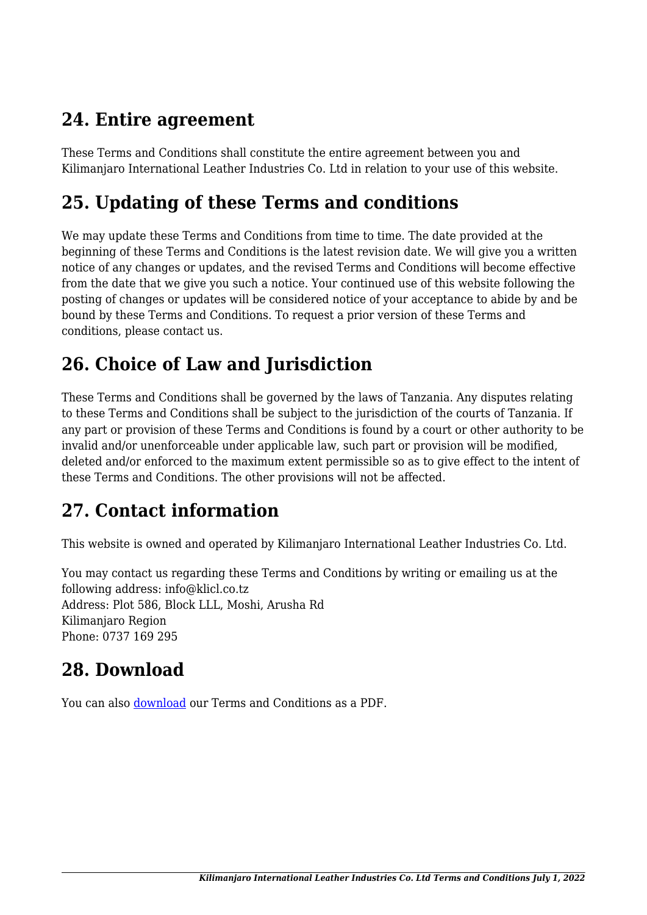## 24. Entire agreement

These Terms and Conditions shall constitute the entire agreement between you and Kilimanjaro International Leather Industries Co. Ltd in relation to your use of this website.

## 25. Updating of these Terms and conditions

We may update these Terms and Conditions from time to time. The date provided at the beginning of these Terms and Conditions is the latest revision date. We will give you a written notice of any changes or updates, and the revised Terms and Conditions will become effective from the date that we give you such a notice. Your continued use of this website following the posting of changes or updates will be considered notice of your acceptance to abide by and be bound by these Terms and Conditions. To request a prior version of these Terms and conditions, please contact us.

## 26. Choice of Law and Jurisdiction

These Terms and Conditions shall be governed by the laws of Tanzania. Any disputes relating to these Terms and Conditions shall be subject to the jurisdiction of the courts of Tanzania. If any part or provision of these Terms and Conditions is found by a court or other authority to be invalid and/or unenforceable under applicable law, such part or provision will be modified, deleted and/or enforced to the maximum extent permissible so as to give effect to the intent of these Terms and Conditions. The other provisions will not be affected.

## 27. Contact information

This website is owned and operated by Kilimanjaro International Leather Industries Co. Ltd.

You may contact us regarding these Terms and Conditions by writing or emailing us at the following address: info@klicl.co.tz
Address: Plot 586, Block LLL, Moshi, Arusha Rd
Kilimanjaro Region
Phone: 0737 169 295

## 28. Download

You can also download our Terms and Conditions as a PDF.